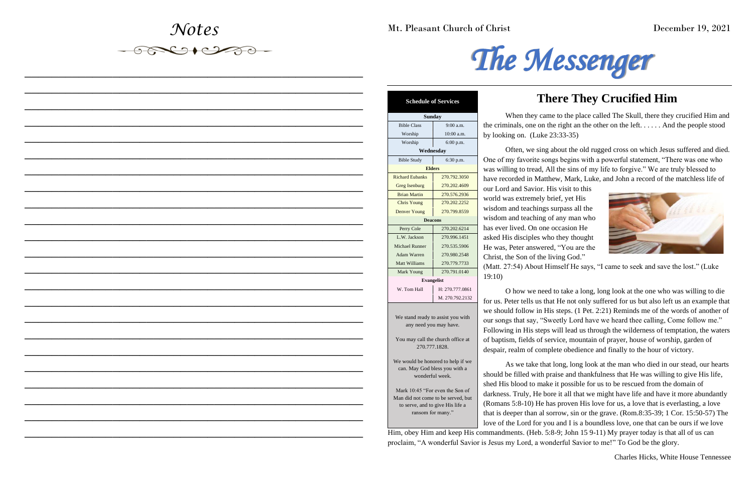# Notes

Mt. Pleasant Church of Christ

December 19, 2021

# The Messenger

| Schedule of Services | |
|---|---|
| **Sunday** | |
| Bible Class | 9:00 a.m. |
| Worship | 10:00 a.m. |
| Worship | 6:00 p.m. |
| **Wednesday** | |
| Bible Study | 6:30 p.m. |
| **Elders** | |
| Richard Eubanks | 270.792.3050 |
| Greg Isenburg | 270.202.4609 |
| Brian Martin | 270.576.2936 |
| Chris Young | 270.202.2252 |
| Denver Young | 270.799.8559 |
| **Deacons** | |
| Perry Cole | 270.202.6214 |
| L.W. Jackson | 270.996.1451 |
| Michael Runner | 270.535.5906 |
| Adam Warren | 270.980.2548 |
| Matt Williams | 270.779.7733 |
| Mark Young | 270.791.0140 |
| **Evangelist** | |
| W. Tom Hall | H: 270.777.0861 |
| | M. 270.792.2132 |

We stand ready to assist you with any need you may have.

You may call the church office at 270.777.1828.

We would be honored to help if we can. May God bless you with a wonderful week.

Mark 10:45 "For even the Son of Man did not come to be served, but to serve, and to give His life a ransom for many."

## There They Crucified Him

When they came to the place called The Skull, there they crucified Him and the criminals, one on the right an the other on the left. . . . . . And the people stood by looking on. (Luke 23:33-35)

Often, we sing about the old rugged cross on which Jesus suffered and died. One of my favorite songs begins with a powerful statement, "There was one who was willing to tread, All the sins of my life to forgive." We are truly blessed to have recorded in Matthew, Mark, Luke, and John a record of the matchless life of our Lord and Savior. His visit to this world was extremely brief, yet His wisdom and teachings surpass all the wisdom and teaching of any man who has ever lived. On one occasion He asked His disciples who they thought He was, Peter answered, "You are the Christ, the Son of the living God." (Matt. 27:54) About Himself He says, "I came to seek and save the lost." (Luke 19:10)

O how we need to take a long, long look at the one who was willing to die for us. Peter tells us that He not only suffered for us but also left us an example that we should follow in His steps. (1 Pet. 2:21) Reminds me of the words of another of our songs that say, "Sweetly Lord have we heard thee calling, Come follow me." Following in His steps will lead us through the wilderness of temptation, the waters of baptism, fields of service, mountain of prayer, house of worship, garden of despair, realm of complete obedience and finally to the hour of victory.

As we take that long, long look at the man who died in our stead, our hearts should be filled with praise and thankfulness that He was willing to give His life, shed His blood to make it possible for us to be rescued from the domain of darkness. Truly, He bore it all that we might have life and have it more abundantly (Romans 5:8-10) He has proven His love for us, a love that is everlasting, a love that is deeper than al sorrow, sin or the grave. (Rom.8:35-39; 1 Cor. 15:50-57) The love of the Lord for you and I is a boundless love, one that can be ours if we love Him, obey Him and keep His commandments. (Heb. 5:8-9; John 15 9-11) My prayer today is that all of us can proclaim, "A wonderful Savior is Jesus my Lord, a wonderful Savior to me!" To God be the glory.

Charles Hicks, White House Tennessee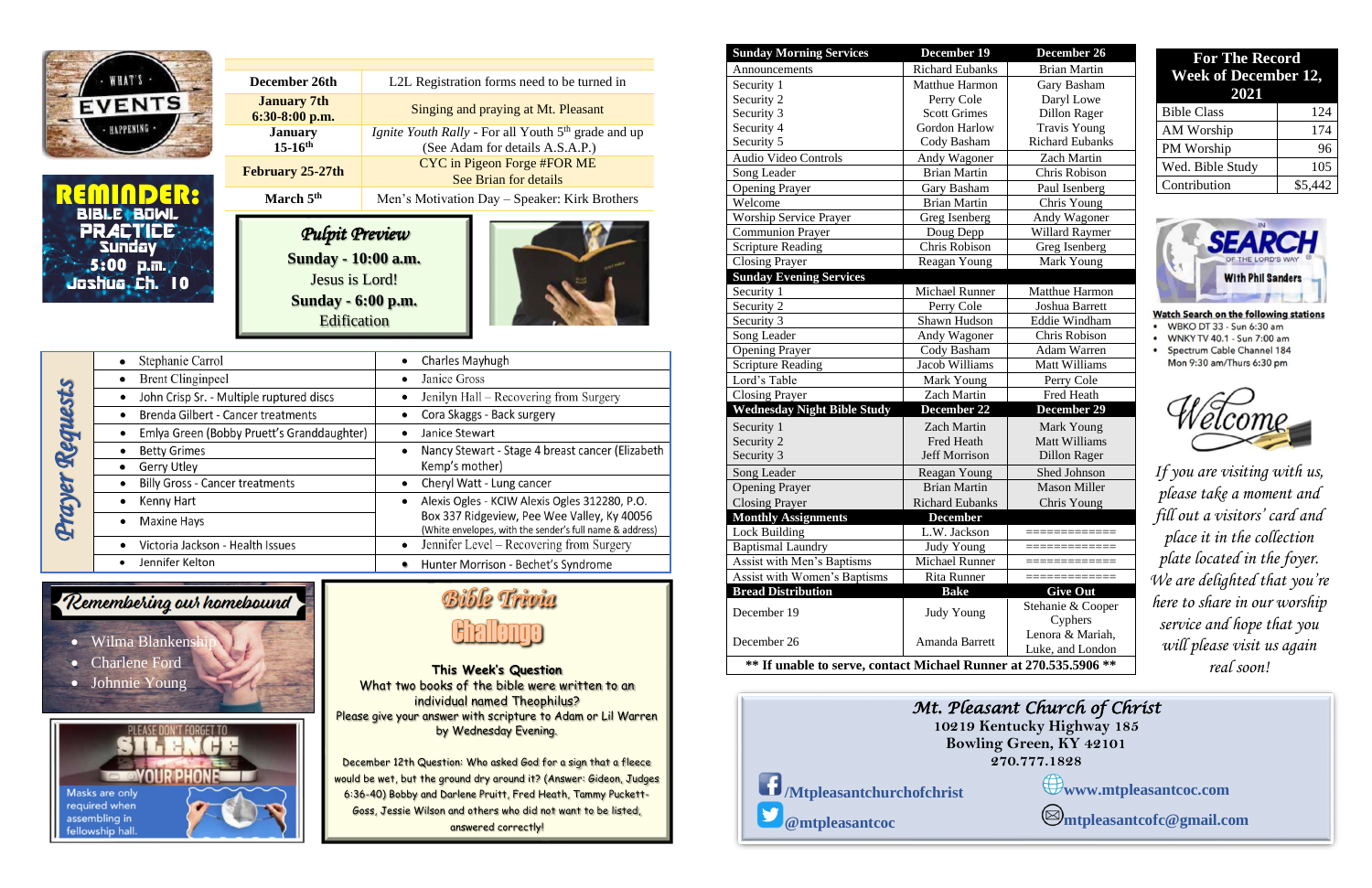WHAT'S EVENTS HAPPENING

| | |
|---|---|
| December 26th | L2L Registration forms need to be turned in |
| January 7th 6:30-8:00 p.m. | Singing and praying at Mt. Pleasant |
| January 15-16th | *Ignite Youth Rally* - For all Youth 5th grade and up (See Adam for details A.S.A.P.) |
| February 25-27th | CYC in Pigeon Forge #FOR ME See Brian for details |
| March 5th | Men's Motivation Day – Speaker: Kirk Brothers |

**REMINDER:** BIBLE BOWL PRACTICE Sunday 5:00 p.m. Joshua Ch. 10

## *Pulpit Preview*

**Sunday - 10:00 a.m.**
Jesus is Lord!
**Sunday - 6:00 p.m.**
Edification

## *Prayer Requests*

- Stephanie Carrol
- Brent Clingingpeel
- John Crisp Sr. - Multiple ruptured discs
- Brenda Gilbert - Cancer treatments
- Emlya Green (Bobby Pruett's Granddaughter)
- Betty Grimes
- Gerry Utley
- Billy Gross - Cancer treatments
- Kenny Hart
- Maxine Hays
- Victoria Jackson - Health Issues
- Jennifer Kelton
- Charles Mayhugh
- Janice Gross
- Jenilyn Hall – Recovering from Surgery
- Cora Skaggs - Back surgery
- Janice Stewart
- Nancy Stewart - Stage 4 breast cancer (Elizabeth Kemp's mother)
- Cheryl Watt - Lung cancer
- Alexis Ogles - KCIW Alexis Ogles 312280, P.O. Box 337 Ridgeview, Pee Wee Valley, Ky 40056 (White envelopes, with the sender's full name & address)
- Jennifer Level – Recovering from Surgery
- Hunter Morrison - Bechet's Syndrome

## *Remembering our homebound*

- Wilma Blankenship
- Charlene Ford
- Johnnie Young

PLEASE DON'T FORGET TO SILENCE YOUR PHONE

Masks are only required when assembling in fellowship hall.

## *Bible Trivia Challenge*

**This Week's Question**
What two books of the bible were written to an individual named Theophilus?
Please give your answer with scripture to Adam or Lil Warren by Wednesday Evening.

December 12th Question: Who asked God for a sign that a fleece would be wet, but the ground dry around it? (Answer: Gideon, Judges 6:36-40) Bobby and Darlene Pruitt, Fred Heath, Tammy Puckett-Goss, Jessie Wilson and others who did not want to be listed, answered correctly!

| Sunday Morning Services | December 19 | December 26 |
|---|---|---|
| Announcements | Richard Eubanks | Brian Martin |
| Security 1 | Matthue Harmon | Gary Basham |
| Security 2 | Perry Cole | Daryl Lowe |
| Security 3 | Scott Grimes | Dillon Rager |
| Security 4 | Gordon Harlow | Travis Young |
| Security 5 | Cody Basham | Richard Eubanks |
| Audio Video Controls | Andy Wagoner | Zach Martin |
| Song Leader | Brian Martin | Chris Robison |
| Opening Prayer | Gary Basham | Paul Isenberg |
| Welcome | Brian Martin | Chris Young |
| Worship Service Prayer | Greg Isenberg | Andy Wagoner |
| Communion Prayer | Doug Depp | Willard Raymer |
| Scripture Reading | Chris Robison | Greg Isenberg |
| Closing Prayer | Reagan Young | Mark Young |
| **Sunday Evening Services** | | |
| Security 1 | Michael Runner | Matthue Harmon |
| Security 2 | Perry Cole | Joshua Barrett |
| Security 3 | Shawn Hudson | Eddie Windham |
| Song Leader | Andy Wagoner | Chris Robison |
| Opening Prayer | Cody Basham | Adam Warren |
| Scripture Reading | Jacob Williams | Matt Williams |
| Lord's Table | Mark Young | Perry Cole |
| Closing Prayer | Zach Martin | Fred Heath |
| **Wednesday Night Bible Study** | **December 22** | **December 29** |
| Security 1 | Zach Martin | Mark Young |
| Security 2 | Fred Heath | Matt Williams |
| Security 3 | Jeff Morrison | Dillon Rager |
| Song Leader | Reagan Young | Shed Johnson |
| Opening Prayer | Brian Martin | Mason Miller |
| Closing Prayer | Richard Eubanks | Chris Young |
| **Monthly Assignments** | **December** | |
| Lock Building | L.W. Jackson | ============ |
| Baptismal Laundry | Judy Young | ============ |
| Assist with Men's Baptisms | Michael Runner | ============ |
| Assist with Women's Baptisms | Rita Runner | ============ |
| **Bread Distribution** | **Bake** | **Give Out** |
| December 19 | Judy Young | Stehanie & Cooper Cyphers |
| December 26 | Amanda Barrett | Lenora & Mariah, Luke, and London |

**\*\* If unable to serve, contact Michael Runner at 270.535.5906 \*\***

| For The Record Week of December 12, 2021 | |
|---|---|
| Bible Class | 124 |
| AM Worship | 174 |
| PM Worship | 96 |
| Wed. Bible Study | 105 |
| Contribution | $5,442 |

IN SEARCH OF THE LORD'S WAY With Phil Sanders

**Watch Search on the following stations**
- WBKO DT 33 - Sun 6:30 am
- WNKY TV 40.1 - Sun 7:00 am
- Spectrum Cable Channel 184 Mon 9:30 am/Thurs 6:30 pm

*Welcome*

*If you are visiting with us, please take a moment and fill out a visitors' card and place it in the collection plate located in the foyer. We are delighted that you're here to share in our worship service and hope that you will please visit us again real soon!*

*Mt. Pleasant Church of Christ*
**10219 Kentucky Highway 185**
**Bowling Green, KY 42101**
**270.777.1828**

**/Mtpleasantchurchofchrist**
**@mtpleasantcoc**
**www.mtpleasantcoc.com**
**mtpleasantcofc@gmail.com**